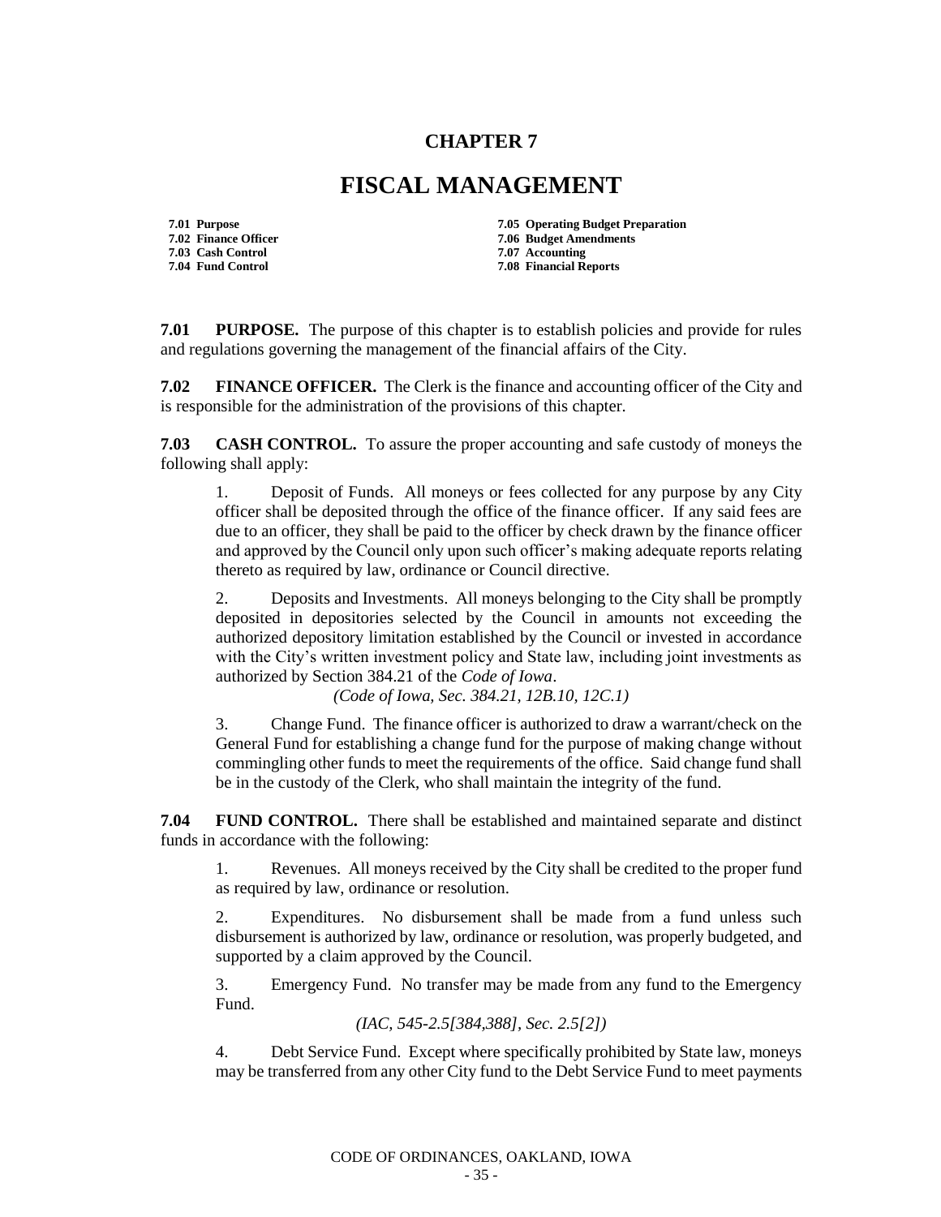# CHAPTER 7

# FISCAL MANAGEMENT

| | |
|---|---|
| **7.01 Purpose** | **7.05 Operating Budget Preparation** |
| **7.02 Finance Officer** | **7.06 Budget Amendments** |
| **7.03 Cash Control** | **7.07 Accounting** |
| **7.04 Fund Control** | **7.08 Financial Reports** |

**7.01 PURPOSE.** The purpose of this chapter is to establish policies and provide for rules and regulations governing the management of the financial affairs of the City.

**7.02 FINANCE OFFICER.** The Clerk is the finance and accounting officer of the City and is responsible for the administration of the provisions of this chapter.

**7.03 CASH CONTROL.** To assure the proper accounting and safe custody of moneys the following shall apply:

1. Deposit of Funds. All moneys or fees collected for any purpose by any City officer shall be deposited through the office of the finance officer. If any said fees are due to an officer, they shall be paid to the officer by check drawn by the finance officer and approved by the Council only upon such officer's making adequate reports relating thereto as required by law, ordinance or Council directive.

2. Deposits and Investments. All moneys belonging to the City shall be promptly deposited in depositories selected by the Council in amounts not exceeding the authorized depository limitation established by the Council or invested in accordance with the City's written investment policy and State law, including joint investments as authorized by Section 384.21 of the *Code of Iowa*.

*(Code of Iowa, Sec. 384.21, 12B.10, 12C.1)*

3. Change Fund. The finance officer is authorized to draw a warrant/check on the General Fund for establishing a change fund for the purpose of making change without commingling other funds to meet the requirements of the office. Said change fund shall be in the custody of the Clerk, who shall maintain the integrity of the fund.

**7.04 FUND CONTROL.** There shall be established and maintained separate and distinct funds in accordance with the following:

1. Revenues. All moneys received by the City shall be credited to the proper fund as required by law, ordinance or resolution.

2. Expenditures. No disbursement shall be made from a fund unless such disbursement is authorized by law, ordinance or resolution, was properly budgeted, and supported by a claim approved by the Council.

3. Emergency Fund. No transfer may be made from any fund to the Emergency Fund.

*(IAC, 545-2.5[384,388], Sec. 2.5[2])*

4. Debt Service Fund. Except where specifically prohibited by State law, moneys may be transferred from any other City fund to the Debt Service Fund to meet payments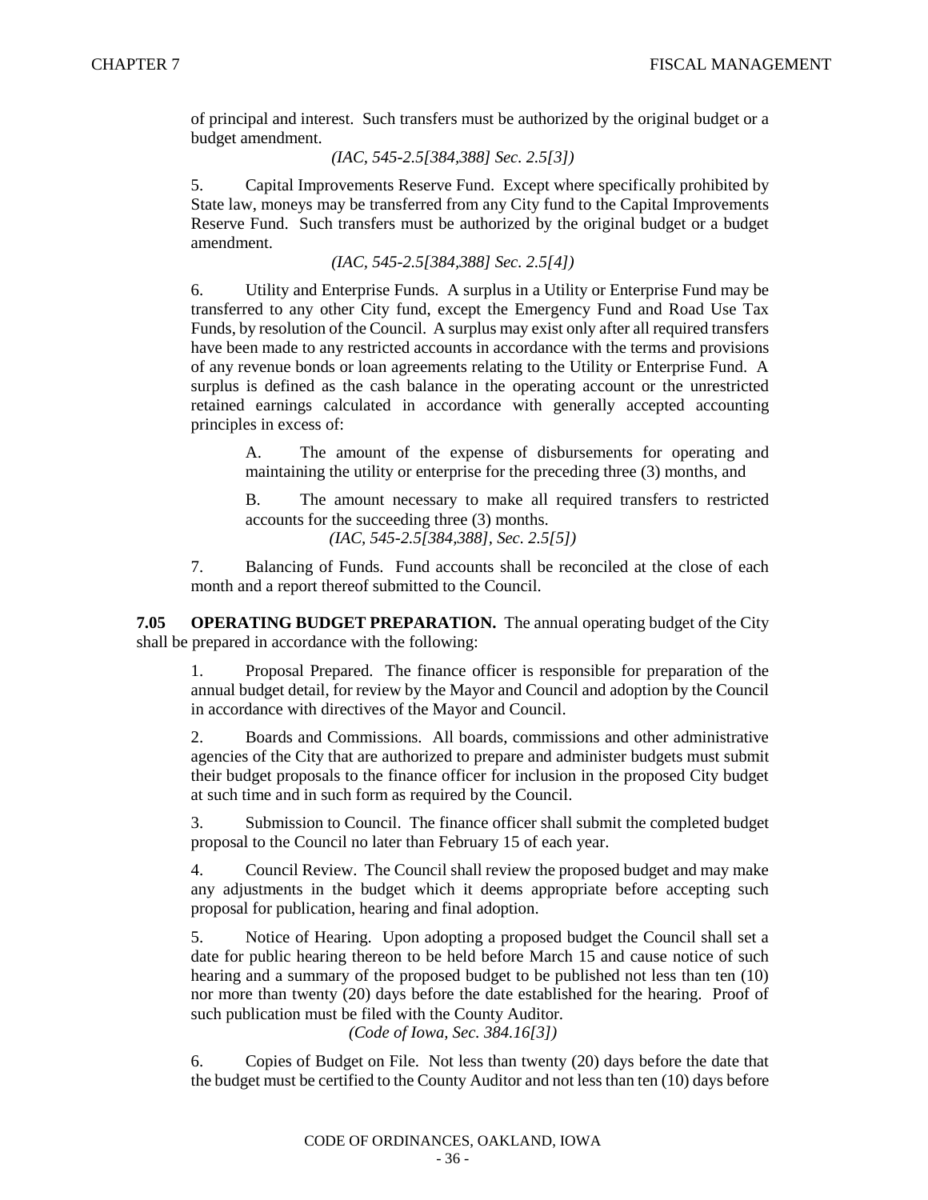of principal and interest. Such transfers must be authorized by the original budget or a budget amendment.

*(IAC, 545-2.5[384,388] Sec. 2.5[3])*

5. Capital Improvements Reserve Fund. Except where specifically prohibited by State law, moneys may be transferred from any City fund to the Capital Improvements Reserve Fund. Such transfers must be authorized by the original budget or a budget amendment.

*(IAC, 545-2.5[384,388] Sec. 2.5[4])*

6. Utility and Enterprise Funds. A surplus in a Utility or Enterprise Fund may be transferred to any other City fund, except the Emergency Fund and Road Use Tax Funds, by resolution of the Council. A surplus may exist only after all required transfers have been made to any restricted accounts in accordance with the terms and provisions of any revenue bonds or loan agreements relating to the Utility or Enterprise Fund. A surplus is defined as the cash balance in the operating account or the unrestricted retained earnings calculated in accordance with generally accepted accounting principles in excess of:

A. The amount of the expense of disbursements for operating and maintaining the utility or enterprise for the preceding three (3) months, and

B. The amount necessary to make all required transfers to restricted accounts for the succeeding three (3) months.

*(IAC, 545-2.5[384,388], Sec. 2.5[5])*

7. Balancing of Funds. Fund accounts shall be reconciled at the close of each month and a report thereof submitted to the Council.

**7.05 OPERATING BUDGET PREPARATION.** The annual operating budget of the City shall be prepared in accordance with the following:

1. Proposal Prepared. The finance officer is responsible for preparation of the annual budget detail, for review by the Mayor and Council and adoption by the Council in accordance with directives of the Mayor and Council.

2. Boards and Commissions. All boards, commissions and other administrative agencies of the City that are authorized to prepare and administer budgets must submit their budget proposals to the finance officer for inclusion in the proposed City budget at such time and in such form as required by the Council.

3. Submission to Council. The finance officer shall submit the completed budget proposal to the Council no later than February 15 of each year.

4. Council Review. The Council shall review the proposed budget and may make any adjustments in the budget which it deems appropriate before accepting such proposal for publication, hearing and final adoption.

5. Notice of Hearing. Upon adopting a proposed budget the Council shall set a date for public hearing thereon to be held before March 15 and cause notice of such hearing and a summary of the proposed budget to be published not less than ten (10) nor more than twenty (20) days before the date established for the hearing. Proof of such publication must be filed with the County Auditor.

*(Code of Iowa, Sec. 384.16[3])*

6. Copies of Budget on File. Not less than twenty (20) days before the date that the budget must be certified to the County Auditor and not less than ten (10) days before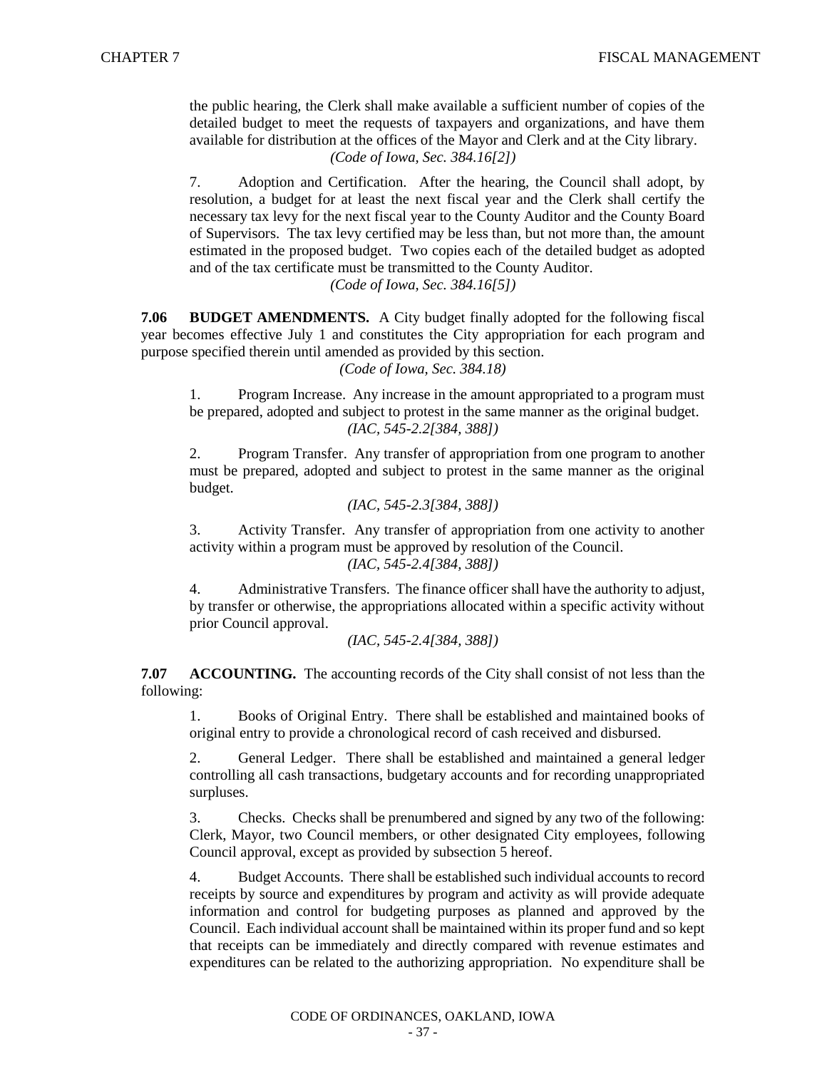the public hearing, the Clerk shall make available a sufficient number of copies of the detailed budget to meet the requests of taxpayers and organizations, and have them available for distribution at the offices of the Mayor and Clerk and at the City library.

*(Code of Iowa, Sec. 384.16[2])*

7. Adoption and Certification. After the hearing, the Council shall adopt, by resolution, a budget for at least the next fiscal year and the Clerk shall certify the necessary tax levy for the next fiscal year to the County Auditor and the County Board of Supervisors. The tax levy certified may be less than, but not more than, the amount estimated in the proposed budget. Two copies each of the detailed budget as adopted and of the tax certificate must be transmitted to the County Auditor.

*(Code of Iowa, Sec. 384.16[5])*

**7.06 BUDGET AMENDMENTS.** A City budget finally adopted for the following fiscal year becomes effective July 1 and constitutes the City appropriation for each program and purpose specified therein until amended as provided by this section.

*(Code of Iowa, Sec. 384.18)*

1. Program Increase. Any increase in the amount appropriated to a program must be prepared, adopted and subject to protest in the same manner as the original budget.

*(IAC, 545-2.2[384, 388])*

2. Program Transfer. Any transfer of appropriation from one program to another must be prepared, adopted and subject to protest in the same manner as the original budget.

*(IAC, 545-2.3[384, 388])*

3. Activity Transfer. Any transfer of appropriation from one activity to another activity within a program must be approved by resolution of the Council.

*(IAC, 545-2.4[384, 388])*

4. Administrative Transfers. The finance officer shall have the authority to adjust, by transfer or otherwise, the appropriations allocated within a specific activity without prior Council approval.

*(IAC, 545-2.4[384, 388])*

**7.07 ACCOUNTING.** The accounting records of the City shall consist of not less than the following:

1. Books of Original Entry. There shall be established and maintained books of original entry to provide a chronological record of cash received and disbursed.

2. General Ledger. There shall be established and maintained a general ledger controlling all cash transactions, budgetary accounts and for recording unappropriated surpluses.

3. Checks. Checks shall be prenumbered and signed by any two of the following: Clerk, Mayor, two Council members, or other designated City employees, following Council approval, except as provided by subsection 5 hereof.

4. Budget Accounts. There shall be established such individual accounts to record receipts by source and expenditures by program and activity as will provide adequate information and control for budgeting purposes as planned and approved by the Council. Each individual account shall be maintained within its proper fund and so kept that receipts can be immediately and directly compared with revenue estimates and expenditures can be related to the authorizing appropriation. No expenditure shall be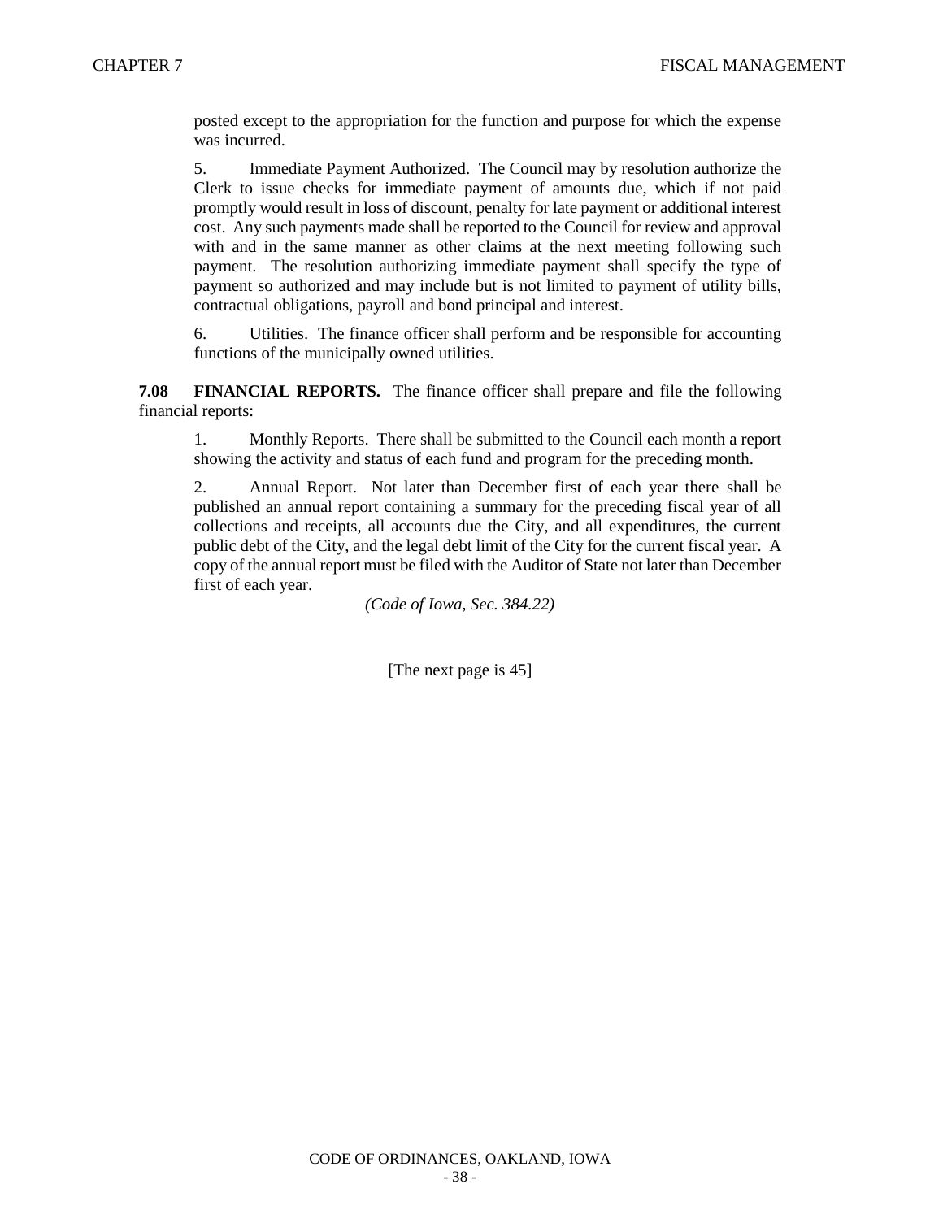posted except to the appropriation for the function and purpose for which the expense was incurred.

5. Immediate Payment Authorized. The Council may by resolution authorize the Clerk to issue checks for immediate payment of amounts due, which if not paid promptly would result in loss of discount, penalty for late payment or additional interest cost. Any such payments made shall be reported to the Council for review and approval with and in the same manner as other claims at the next meeting following such payment. The resolution authorizing immediate payment shall specify the type of payment so authorized and may include but is not limited to payment of utility bills, contractual obligations, payroll and bond principal and interest.

6. Utilities. The finance officer shall perform and be responsible for accounting functions of the municipally owned utilities.

**7.08 FINANCIAL REPORTS.** The finance officer shall prepare and file the following financial reports:

1. Monthly Reports. There shall be submitted to the Council each month a report showing the activity and status of each fund and program for the preceding month.

2. Annual Report. Not later than December first of each year there shall be published an annual report containing a summary for the preceding fiscal year of all collections and receipts, all accounts due the City, and all expenditures, the current public debt of the City, and the legal debt limit of the City for the current fiscal year. A copy of the annual report must be filed with the Auditor of State not later than December first of each year.

*(Code of Iowa, Sec. 384.22)*

[The next page is 45]